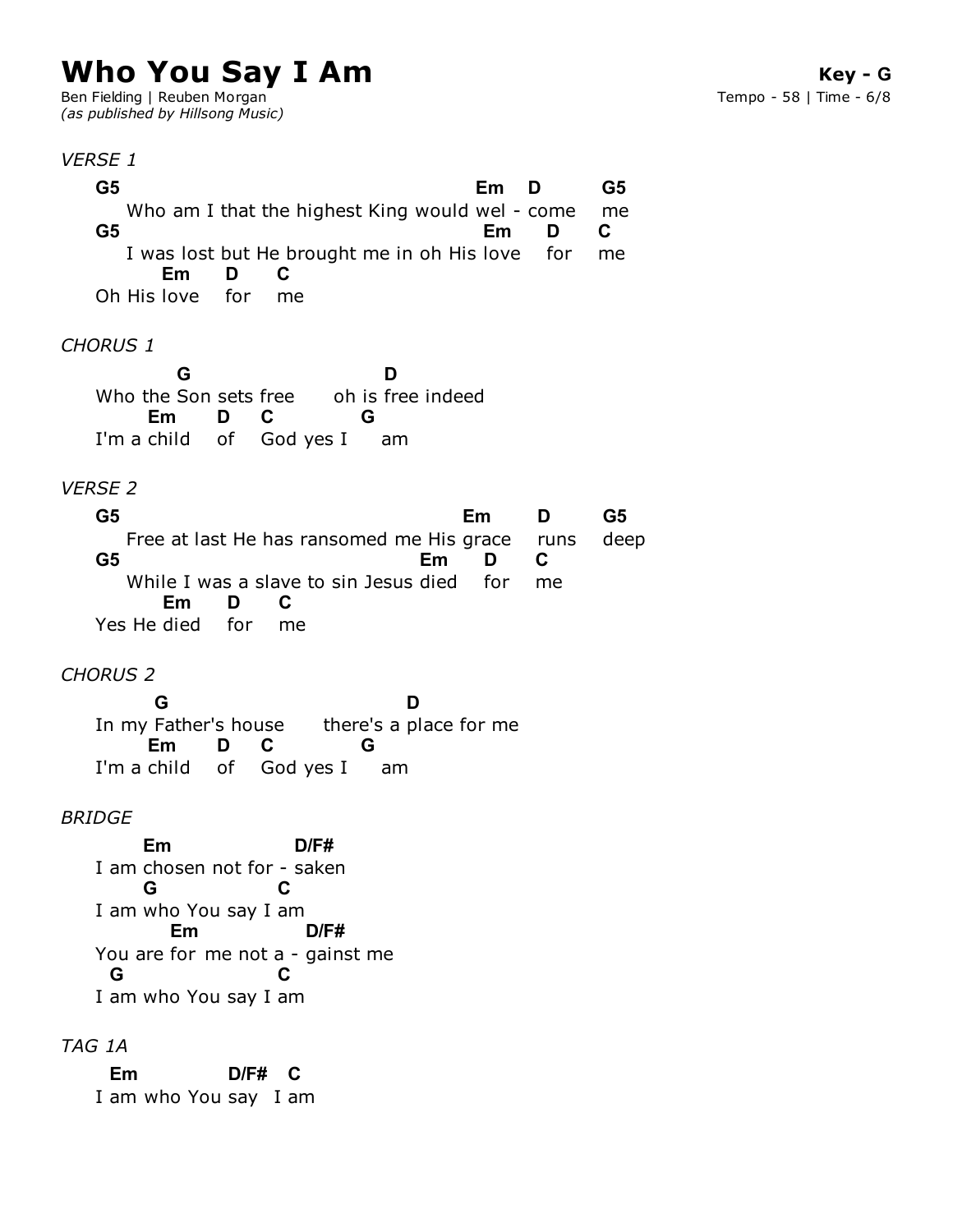# Who You Say I Am

**Key - G**

Ben Fielding | Reuben Morgan
*(as published by Hillsong Music)*

Tempo - 58 | Time - 6/8

*VERSE 1*

```
G5                                          Em    D       G5
    Who am I that the highest King would wel - come    me
G5                                           Em     D     C
    I was lost but He brought me in oh His love    for    me
       Em      D      C
Oh His love    for    me
```

*CHORUS 1*

```
          G                        D
Who the Son sets free      oh is free indeed
       Em      D    C           G
I'm a child    of   God yes I      am
```

*VERSE 2*

```
G5                                        Em       D        G5
    Free at last He has ransomed me His grace     runs     deep
G5                                   Em      D      C
    While I was a slave to sin Jesus died    for    me
       Em      D      C
Yes He died    for    me
```

*CHORUS 2*

```
        G                              D
In my Father's house      there's a place for me
       Em      D    C           G
I'm a child    of   God yes I      am
```

*BRIDGE*

```
       Em                D/F#
I am chosen not for - saken
       G                C
I am who You say I am
         Em              D/F#
You are for  me not a - gainst me
  G                     C
I am who You say I am
```

*TAG 1A*

```
   Em           D/F#   C
I am who You say   I am
```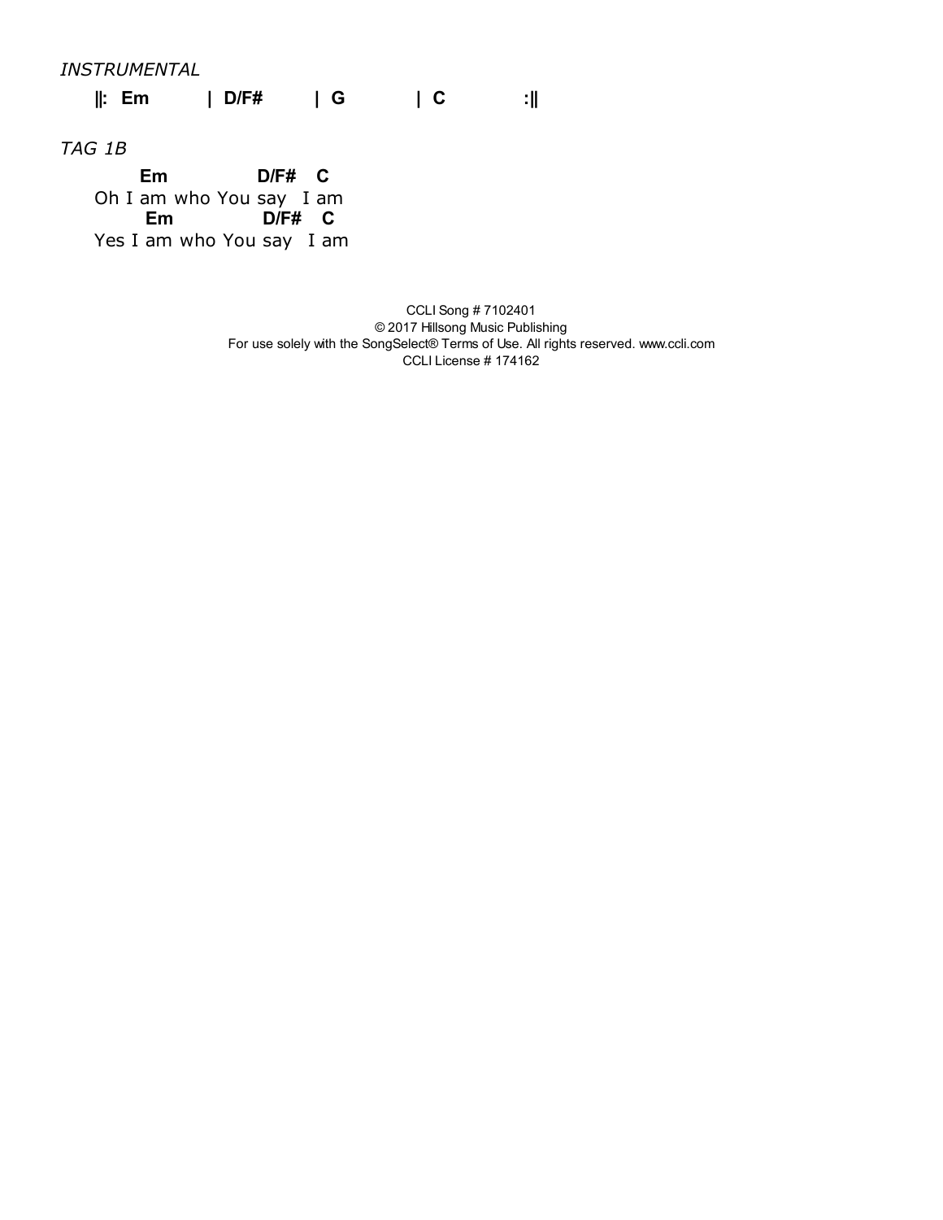*INSTRUMENTAL*

**||: Em | D/F# | G | C :||**

*TAG 1B*

```
      Em          D/F#  C
Oh I am who You say  I am
       Em          D/F#  C
Yes I am who You say  I am
```

CCLI Song # 7102401
© 2017 Hillsong Music Publishing
For use solely with the SongSelect® Terms of Use. All rights reserved. www.ccli.com
CCLI License # 174162